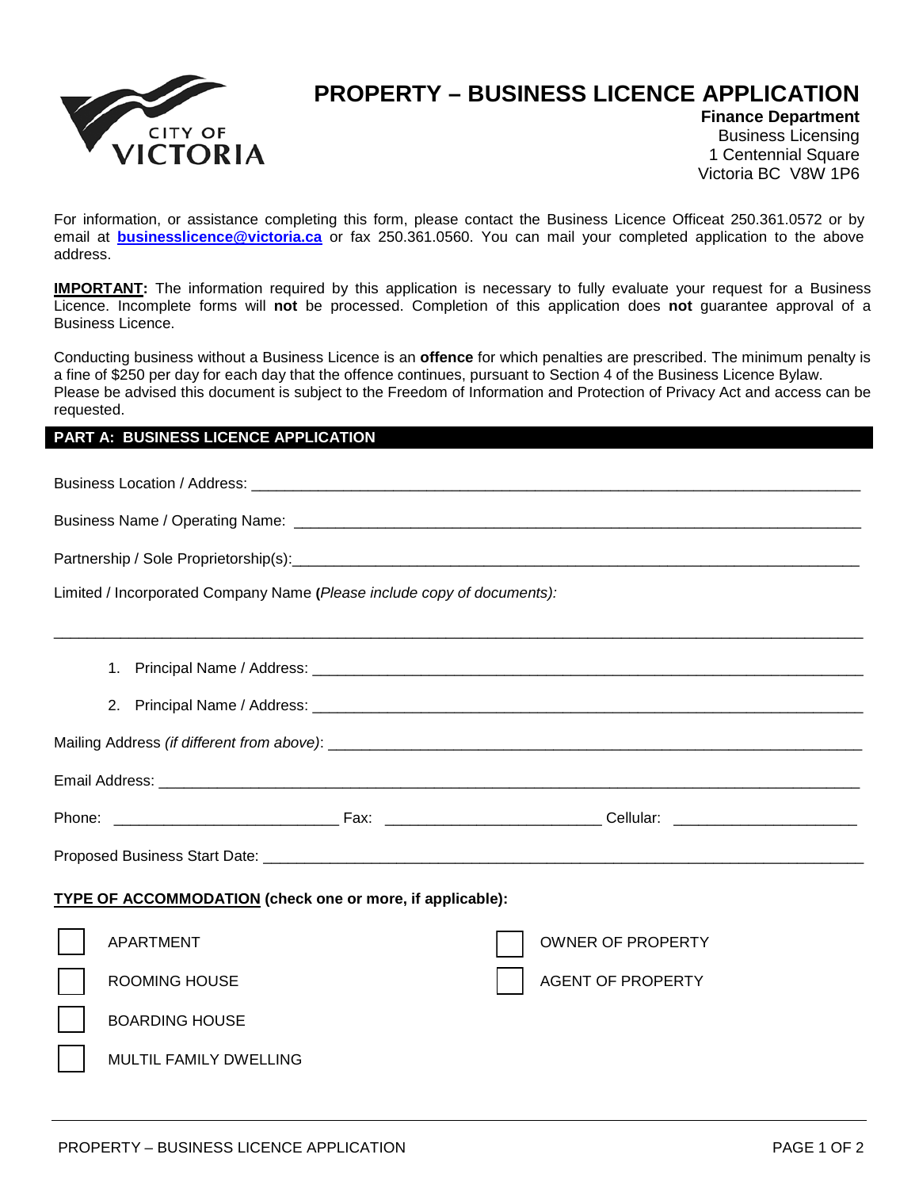# PROPERTY – BUSINESS LICENCE APPLICATION

**Finance Department**
Business Licensing
1 Centennial Square
Victoria BC V8W 1P6

For information, or assistance completing this form, please contact the Business Licence Officeat 250.361.0572 or by email at **businesslicence@victoria.ca** or fax 250.361.0560. You can mail your completed application to the above address.

**IMPORTANT:** The information required by this application is necessary to fully evaluate your request for a Business Licence. Incomplete forms will **not** be processed. Completion of this application does **not** guarantee approval of a Business Licence.

Conducting business without a Business Licence is an **offence** for which penalties are prescribed. The minimum penalty is a fine of $250 per day for each day that the offence continues, pursuant to Section 4 of the Business Licence Bylaw.
Please be advised this document is subject to the Freedom of Information and Protection of Privacy Act and access can be requested.

## PART A: BUSINESS LICENCE APPLICATION

Business Location / Address: ____________________________________________

Business Name / Operating Name: ____________________________________________

Partnership / Sole Proprietorship(s):____________________________________________

Limited / Incorporated Company Name **(***Please include copy of documents):*

____________________________________________

1. Principal Name / Address: ____________________________________________
2. Principal Name / Address: ____________________________________________

Mailing Address *(if different from above)*: ____________________________________________

Email Address: ____________________________________________

Phone: ____________________ Fax: ____________________ Cellular: ____________________

Proposed Business Start Date: ____________________________________________

**TYPE OF ACCOMMODATION (check one or more, if applicable):**

- ☐ APARTMENT
- ☐ ROOMING HOUSE
- ☐ BOARDING HOUSE
- ☐ MULTIL FAMILY DWELLING
- ☐ OWNER OF PROPERTY
- ☐ AGENT OF PROPERTY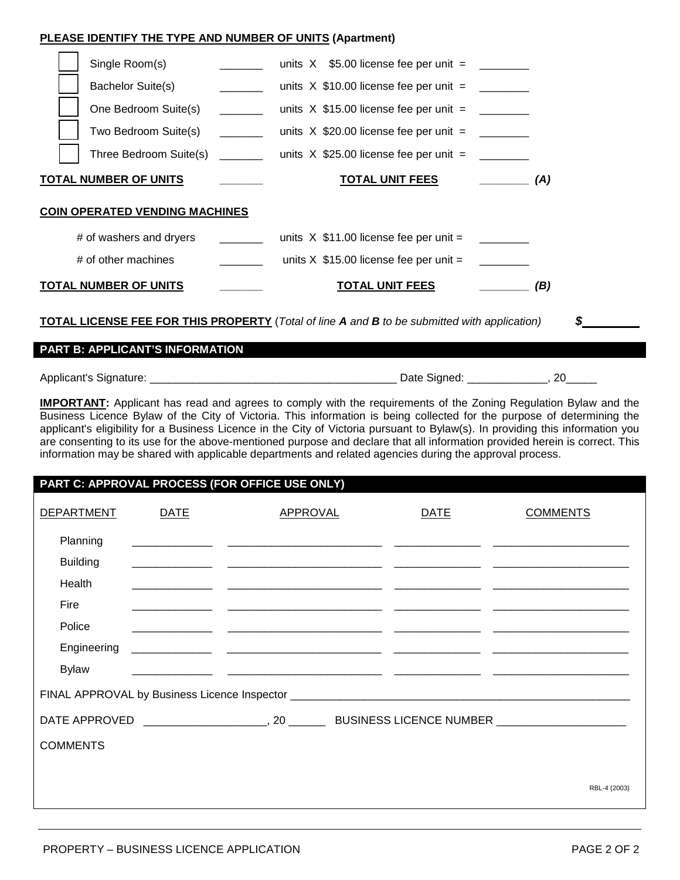**PLEASE IDENTIFY THE TYPE AND NUMBER OF UNITS (Apartment)**

| | | | | |
|---|---|---|---|---|
| ☐ | Single Room(s) | _______ | units X $5.00 license fee per unit = | ________ |
| ☐ | Bachelor Suite(s) | _______ | units X $10.00 license fee per unit = | ________ |
| ☐ | One Bedroom Suite(s) | _______ | units X $15.00 license fee per unit = | ________ |
| ☐ | Two Bedroom Suite(s) | _______ | units X $20.00 license fee per unit = | ________ |
| ☐ | Three Bedroom Suite(s) | _______ | units X $25.00 license fee per unit = | ________ |

**TOTAL NUMBER OF UNITS** _______ **TOTAL UNIT FEES** ________ ***(A)***

**COIN OPERATED VENDING MACHINES**

| | | | |
|---|---|---|---|
| # of washers and dryers | _______ | units X $11.00 license fee per unit = | ________ |
| # of other machines | _______ | units X $15.00 license fee per unit = | ________ |

**TOTAL NUMBER OF UNITS** _______ **TOTAL UNIT FEES** ________ ***(B)***

**TOTAL LICENSE FEE FOR THIS PROPERTY** (*Total of line **A** and **B** to be submitted with application*) **$**________

## PART B: APPLICANT'S INFORMATION

Applicant's Signature: ________________________________________ Date Signed: _____________, 20_____

**IMPORTANT:** Applicant has read and agrees to comply with the requirements of the Zoning Regulation Bylaw and the Business Licence Bylaw of the City of Victoria. This information is being collected for the purpose of determining the applicant's eligibility for a Business Licence in the City of Victoria pursuant to Bylaw(s). In providing this information you are consenting to its use for the above-mentioned purpose and declare that all information provided herein is correct. This information may be shared with applicable departments and related agencies during the approval process.

## PART C: APPROVAL PROCESS (FOR OFFICE USE ONLY)

| DEPARTMENT | DATE | APPROVAL | DATE | COMMENTS |
|---|---|---|---|---|
| Planning | | | | |
| Building | | | | |
| Health | | | | |
| Fire | | | | |
| Police | | | | |
| Engineering | | | | |
| Bylaw | | | | |

FINAL APPROVAL by Business Licence Inspector ______________________________________________________

DATE APPROVED ____________________, 20 ______ BUSINESS LICENCE NUMBER _____________________

COMMENTS

RBL-4 (2003)